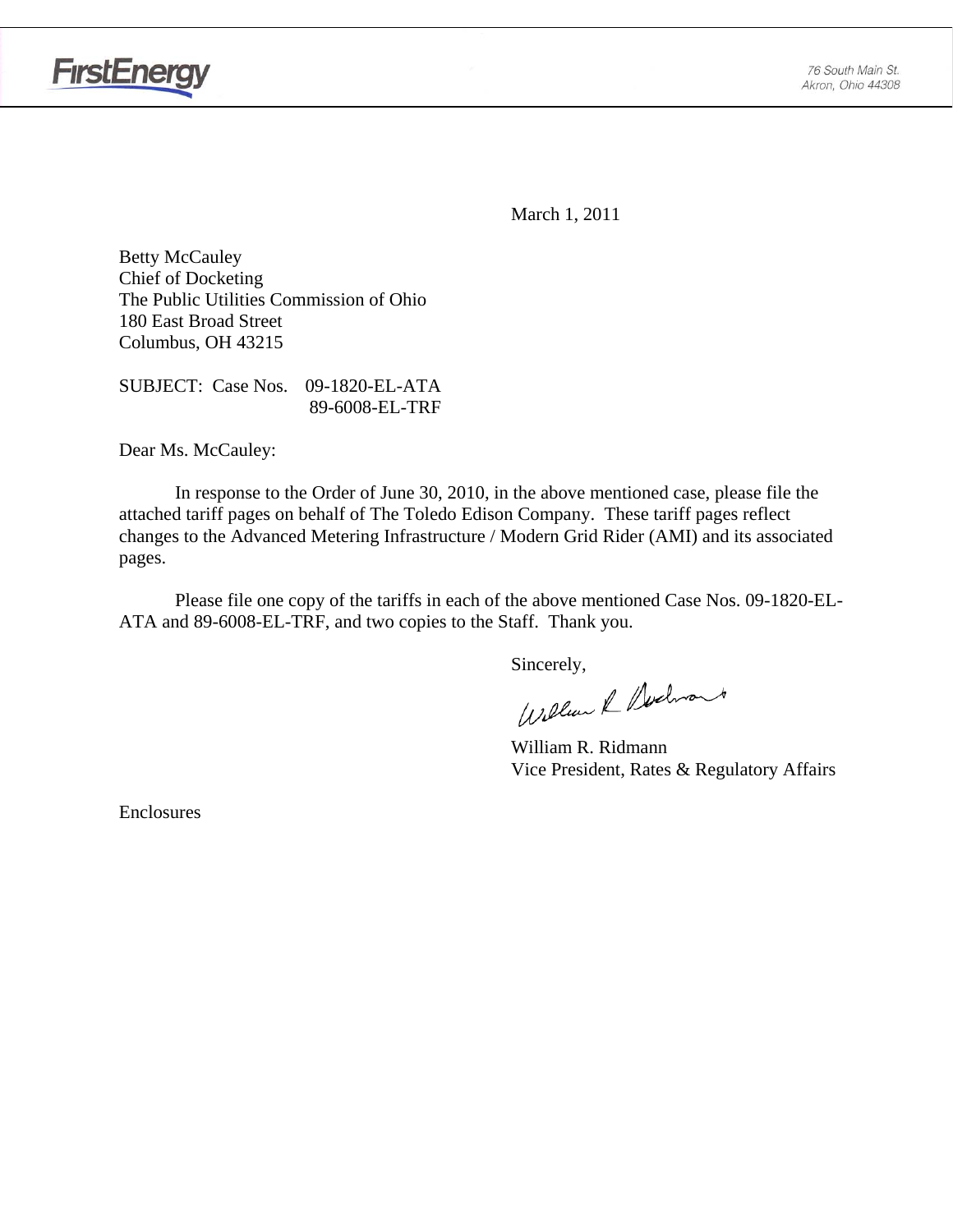FirstEnergy

76 South Main St.
Akron, Ohio 44308

March 1, 2011

Betty McCauley
Chief of Docketing
The Public Utilities Commission of Ohio
180 East Broad Street
Columbus, OH 43215

SUBJECT: Case Nos. 09-1820-EL-ATA
89-6008-EL-TRF

Dear Ms. McCauley:

In response to the Order of June 30, 2010, in the above mentioned case, please file the attached tariff pages on behalf of The Toledo Edison Company. These tariff pages reflect changes to the Advanced Metering Infrastructure / Modern Grid Rider (AMI) and its associated pages.

Please file one copy of the tariffs in each of the above mentioned Case Nos. 09-1820-EL-ATA and 89-6008-EL-TRF, and two copies to the Staff. Thank you.

Sincerely,

William R. Ridmann
Vice President, Rates & Regulatory Affairs

Enclosures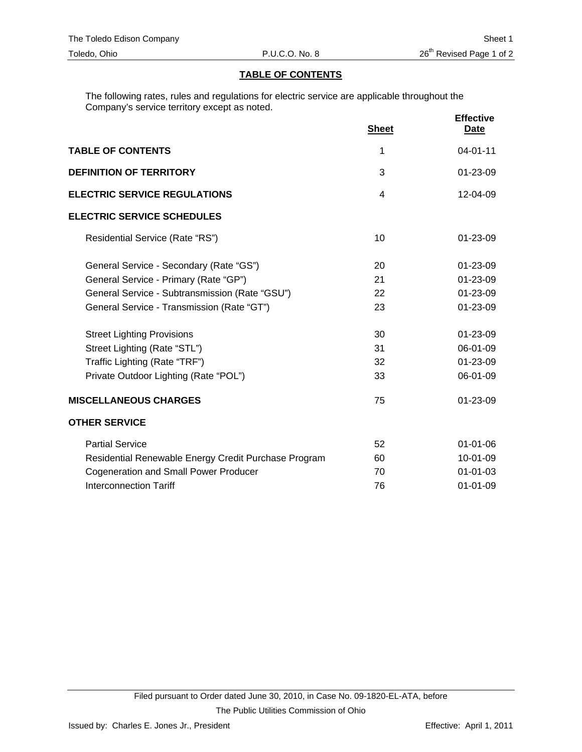## TABLE OF CONTENTS

The following rates, rules and regulations for electric service are applicable throughout the Company's service territory except as noted.

| | Sheet | Effective Date |
|---|---|---|
| **TABLE OF CONTENTS** | 1 | 04-01-11 |
| **DEFINITION OF TERRITORY** | 3 | 01-23-09 |
| **ELECTRIC SERVICE REGULATIONS** | 4 | 12-04-09 |
| **ELECTRIC SERVICE SCHEDULES** | | |
| Residential Service (Rate "RS") | 10 | 01-23-09 |
| General Service - Secondary (Rate "GS") | 20 | 01-23-09 |
| General Service - Primary (Rate "GP") | 21 | 01-23-09 |
| General Service - Subtransmission (Rate "GSU") | 22 | 01-23-09 |
| General Service - Transmission (Rate "GT") | 23 | 01-23-09 |
| Street Lighting Provisions | 30 | 01-23-09 |
| Street Lighting (Rate "STL") | 31 | 06-01-09 |
| Traffic Lighting (Rate "TRF") | 32 | 01-23-09 |
| Private Outdoor Lighting (Rate "POL") | 33 | 06-01-09 |
| **MISCELLANEOUS CHARGES** | 75 | 01-23-09 |
| **OTHER SERVICE** | | |
| Partial Service | 52 | 01-01-06 |
| Residential Renewable Energy Credit Purchase Program | 60 | 10-01-09 |
| Cogeneration and Small Power Producer | 70 | 01-01-03 |
| Interconnection Tariff | 76 | 01-01-09 |

Filed pursuant to Order dated June 30, 2010, in Case No. 09-1820-EL-ATA, before The Public Utilities Commission of Ohio

Issued by: Charles E. Jones Jr., President

Effective: April 1, 2011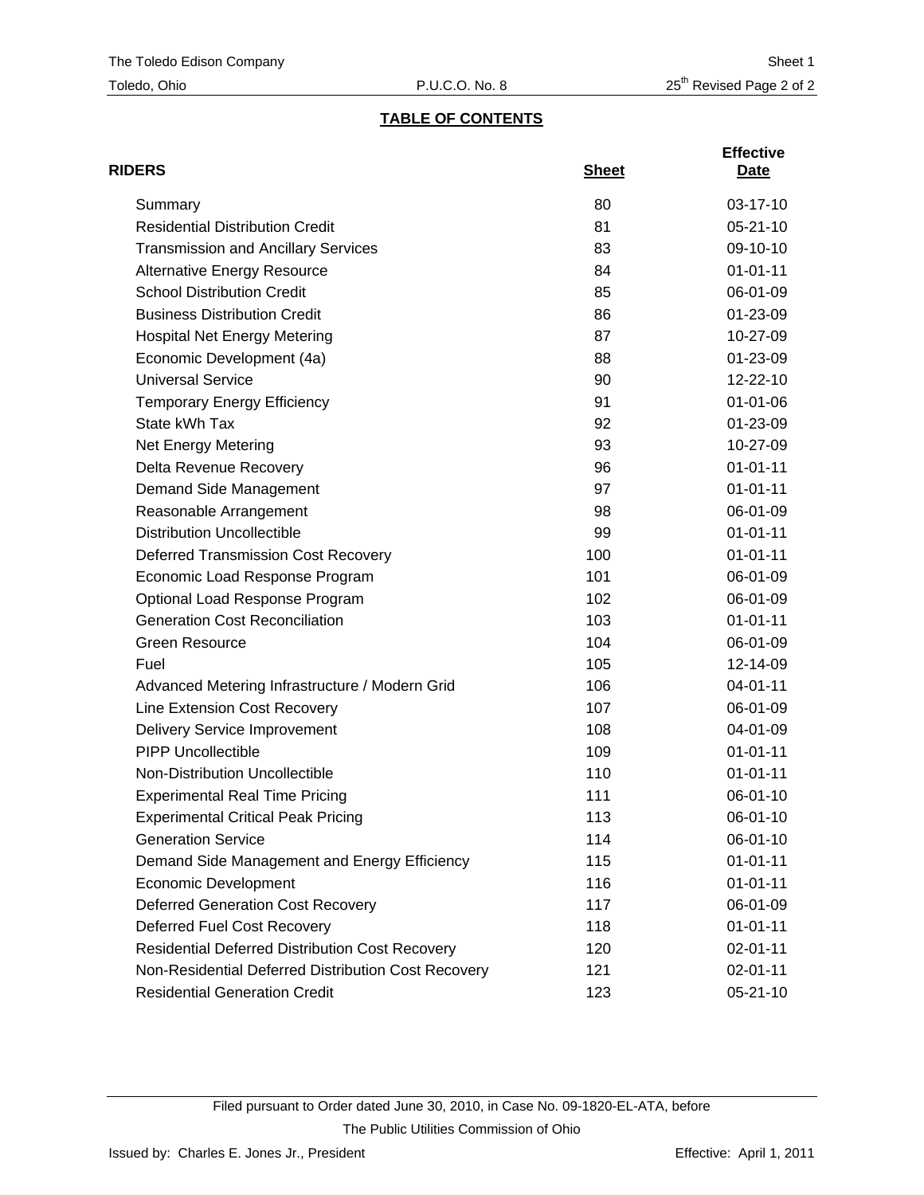## TABLE OF CONTENTS

| RIDERS | Sheet | Effective Date |
|---|---|---|
| Summary | 80 | 03-17-10 |
| Residential Distribution Credit | 81 | 05-21-10 |
| Transmission and Ancillary Services | 83 | 09-10-10 |
| Alternative Energy Resource | 84 | 01-01-11 |
| School Distribution Credit | 85 | 06-01-09 |
| Business Distribution Credit | 86 | 01-23-09 |
| Hospital Net Energy Metering | 87 | 10-27-09 |
| Economic Development (4a) | 88 | 01-23-09 |
| Universal Service | 90 | 12-22-10 |
| Temporary Energy Efficiency | 91 | 01-01-06 |
| State kWh Tax | 92 | 01-23-09 |
| Net Energy Metering | 93 | 10-27-09 |
| Delta Revenue Recovery | 96 | 01-01-11 |
| Demand Side Management | 97 | 01-01-11 |
| Reasonable Arrangement | 98 | 06-01-09 |
| Distribution Uncollectible | 99 | 01-01-11 |
| Deferred Transmission Cost Recovery | 100 | 01-01-11 |
| Economic Load Response Program | 101 | 06-01-09 |
| Optional Load Response Program | 102 | 06-01-09 |
| Generation Cost Reconciliation | 103 | 01-01-11 |
| Green Resource | 104 | 06-01-09 |
| Fuel | 105 | 12-14-09 |
| Advanced Metering Infrastructure / Modern Grid | 106 | 04-01-11 |
| Line Extension Cost Recovery | 107 | 06-01-09 |
| Delivery Service Improvement | 108 | 04-01-09 |
| PIPP Uncollectible | 109 | 01-01-11 |
| Non-Distribution Uncollectible | 110 | 01-01-11 |
| Experimental Real Time Pricing | 111 | 06-01-10 |
| Experimental Critical Peak Pricing | 113 | 06-01-10 |
| Generation Service | 114 | 06-01-10 |
| Demand Side Management and Energy Efficiency | 115 | 01-01-11 |
| Economic Development | 116 | 01-01-11 |
| Deferred Generation Cost Recovery | 117 | 06-01-09 |
| Deferred Fuel Cost Recovery | 118 | 01-01-11 |
| Residential Deferred Distribution Cost Recovery | 120 | 02-01-11 |
| Non-Residential Deferred Distribution Cost Recovery | 121 | 02-01-11 |
| Residential Generation Credit | 123 | 05-21-10 |

Filed pursuant to Order dated June 30, 2010, in Case No. 09-1820-EL-ATA, before The Public Utilities Commission of Ohio

Issued by: Charles E. Jones Jr., President

Effective: April 1, 2011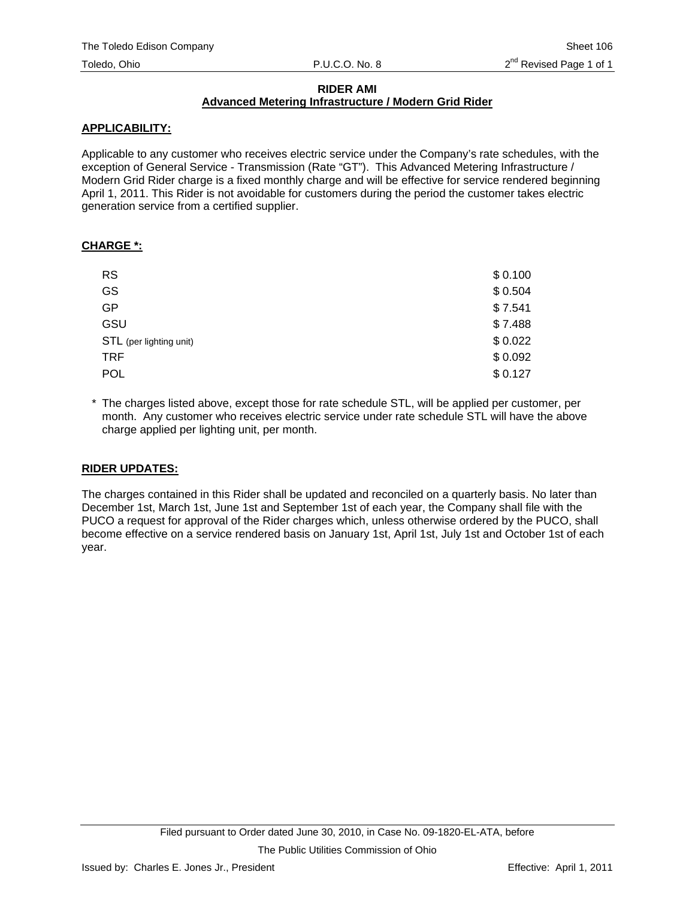# RIDER AMI

## Advanced Metering Infrastructure / Modern Grid Rider

**APPLICABILITY:**

Applicable to any customer who receives electric service under the Company's rate schedules, with the exception of General Service - Transmission (Rate "GT"). This Advanced Metering Infrastructure / Modern Grid Rider charge is a fixed monthly charge and will be effective for service rendered beginning April 1, 2011. This Rider is not avoidable for customers during the period the customer takes electric generation service from a certified supplier.

**CHARGE *:**

| | |
|---|---|
| RS | $ 0.100 |
| GS | $ 0.504 |
| GP | $ 7.541 |
| GSU | $ 7.488 |
| STL (per lighting unit) | $ 0.022 |
| TRF | $ 0.092 |
| POL | $ 0.127 |

* The charges listed above, except those for rate schedule STL, will be applied per customer, per month. Any customer who receives electric service under rate schedule STL will have the above charge applied per lighting unit, per month.

**RIDER UPDATES:**

The charges contained in this Rider shall be updated and reconciled on a quarterly basis. No later than December 1st, March 1st, June 1st and September 1st of each year, the Company shall file with the PUCO a request for approval of the Rider charges which, unless otherwise ordered by the PUCO, shall become effective on a service rendered basis on January 1st, April 1st, July 1st and October 1st of each year.

Filed pursuant to Order dated June 30, 2010, in Case No. 09-1820-EL-ATA, before The Public Utilities Commission of Ohio

Issued by: Charles E. Jones Jr., President

Effective: April 1, 2011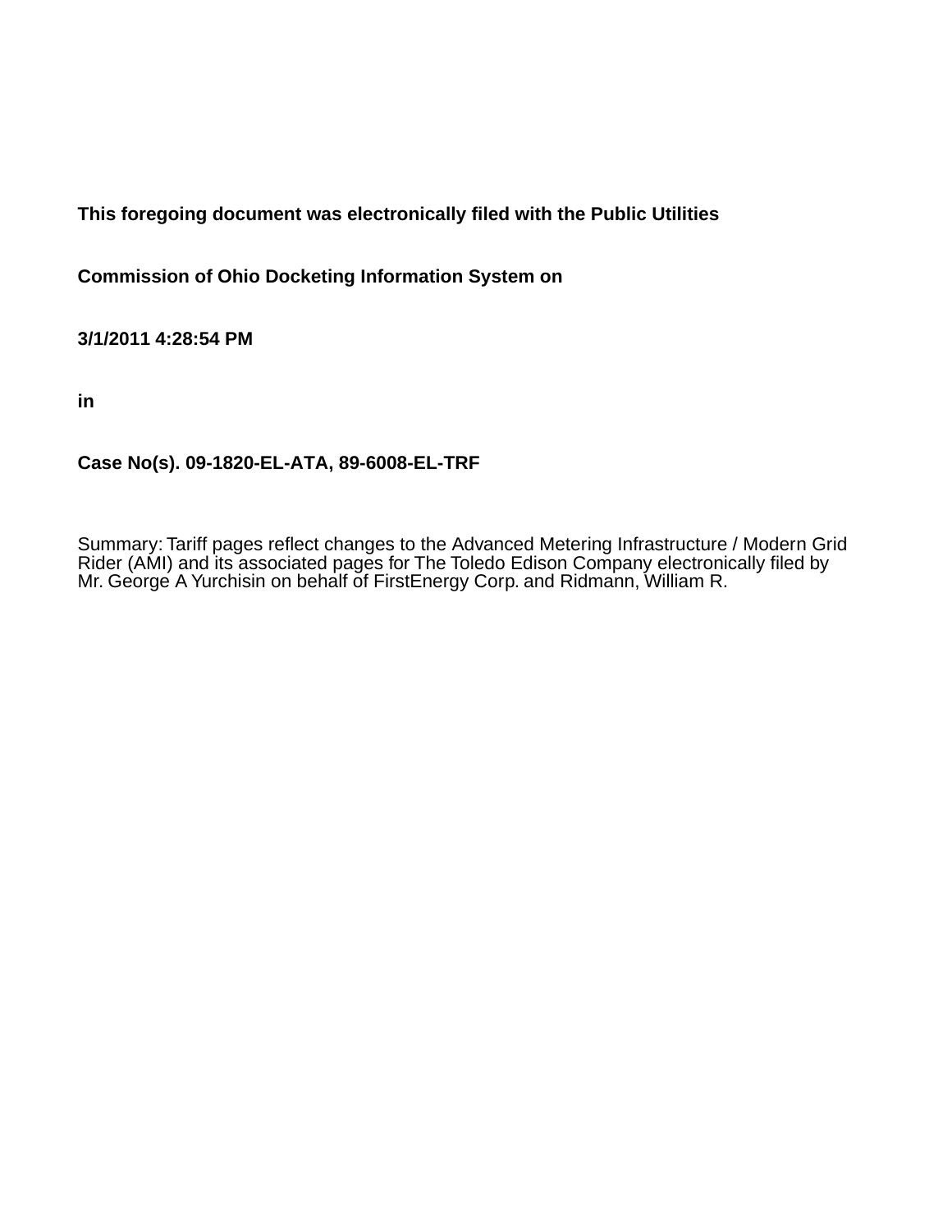**This foregoing document was electronically filed with the Public Utilities**

**Commission of Ohio Docketing Information System on**

**3/1/2011 4:28:54 PM**

**in**

**Case No(s). 09-1820-EL-ATA, 89-6008-EL-TRF**

Summary: Tariff pages reflect changes to the Advanced Metering Infrastructure / Modern Grid Rider (AMI) and its associated pages for The Toledo Edison Company electronically filed by Mr. George A Yurchisin on behalf of FirstEnergy Corp. and Ridmann, William R.